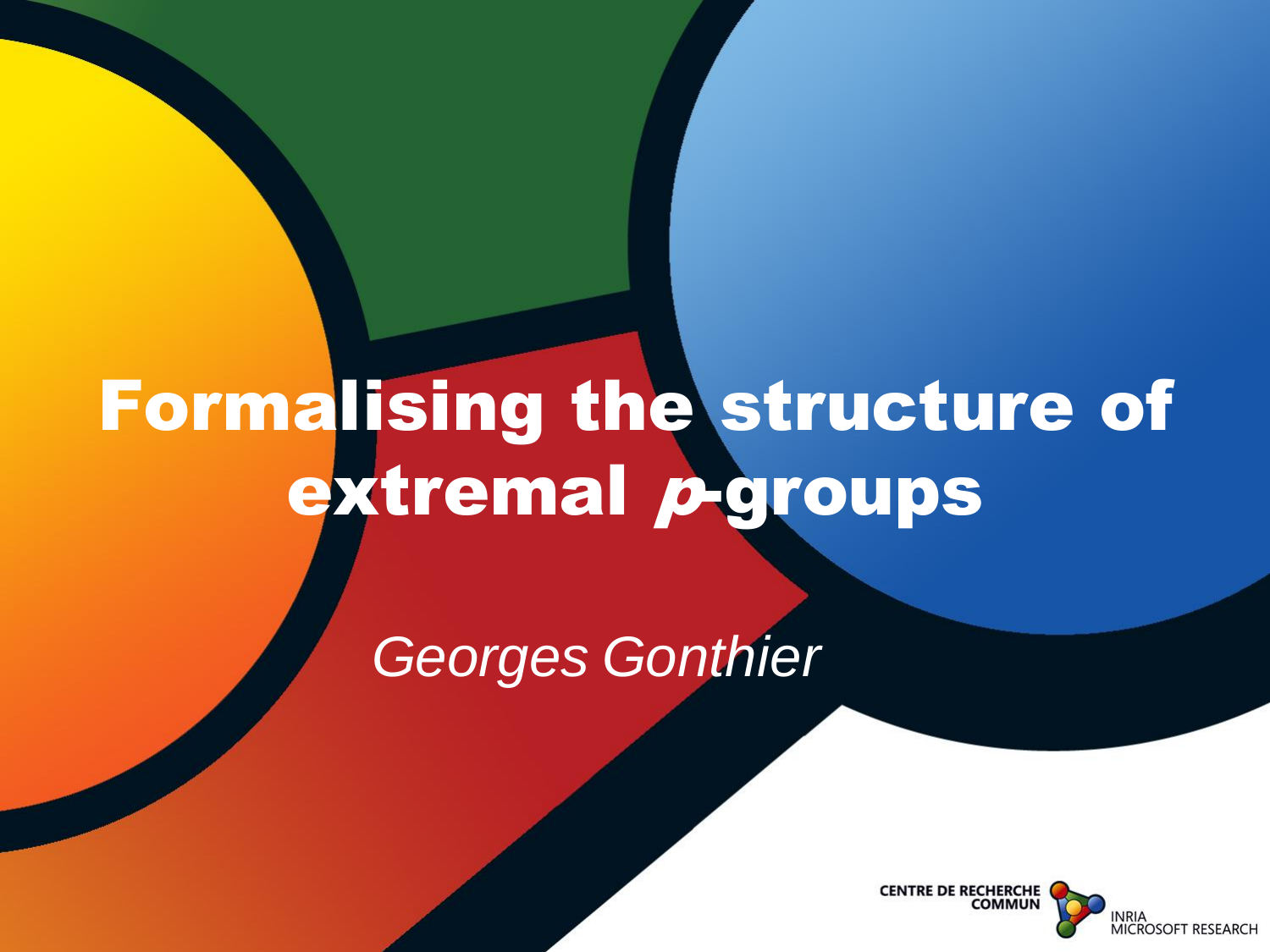# Formalising the structure of extremal $p$-groups

*Georges Gonthier*

CENTRE DE RECHERCHE COMMUN
INRIA
MICROSOFT RESEARCH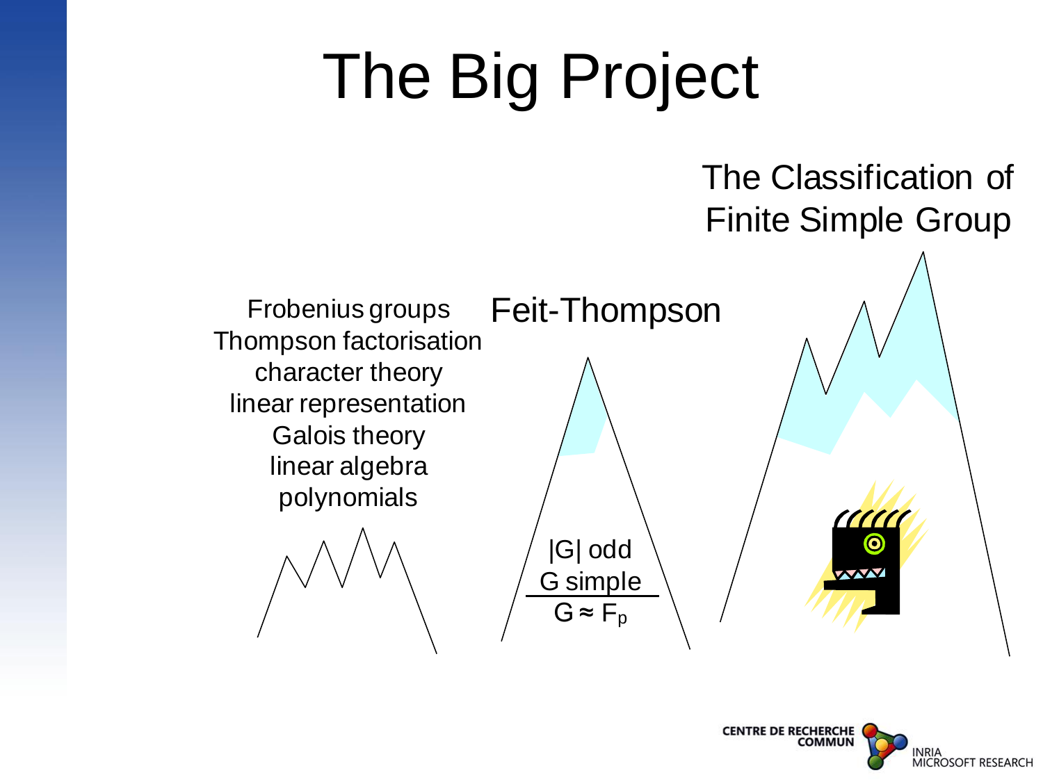# The Big Project

The Classification of Finite Simple Group

Frobenius groups
Thompson factorisation
character theory
linear representation
Galois theory
linear algebra
polynomials

Feit-Thompson

$$\frac{|G| \text{ odd} \quad G \text{ simple}}{G \approx F_p}$$

CENTRE DE RECHERCHE COMMUN
INRIA MICROSOFT RESEARCH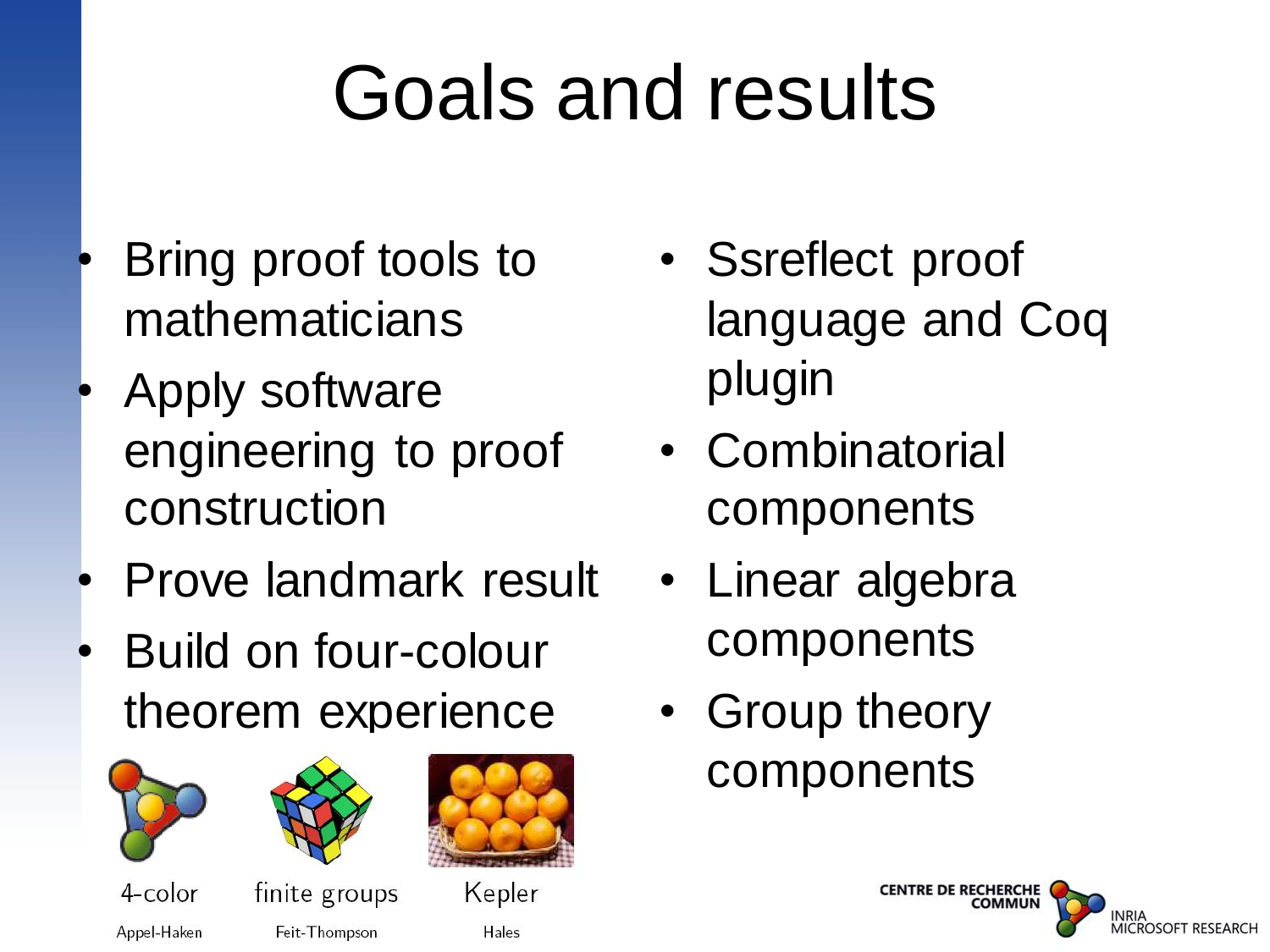# Goals and results

- Bring proof tools to mathematicians
- Apply software engineering to proof construction
- Prove landmark result
- Build on four-colour theorem experience

- Ssreflect proof language and Coq plugin
- Combinatorial components
- Linear algebra components
- Group theory components

4-color

Appel-Haken

finite groups

Feit-Thompson

Kepler

Hales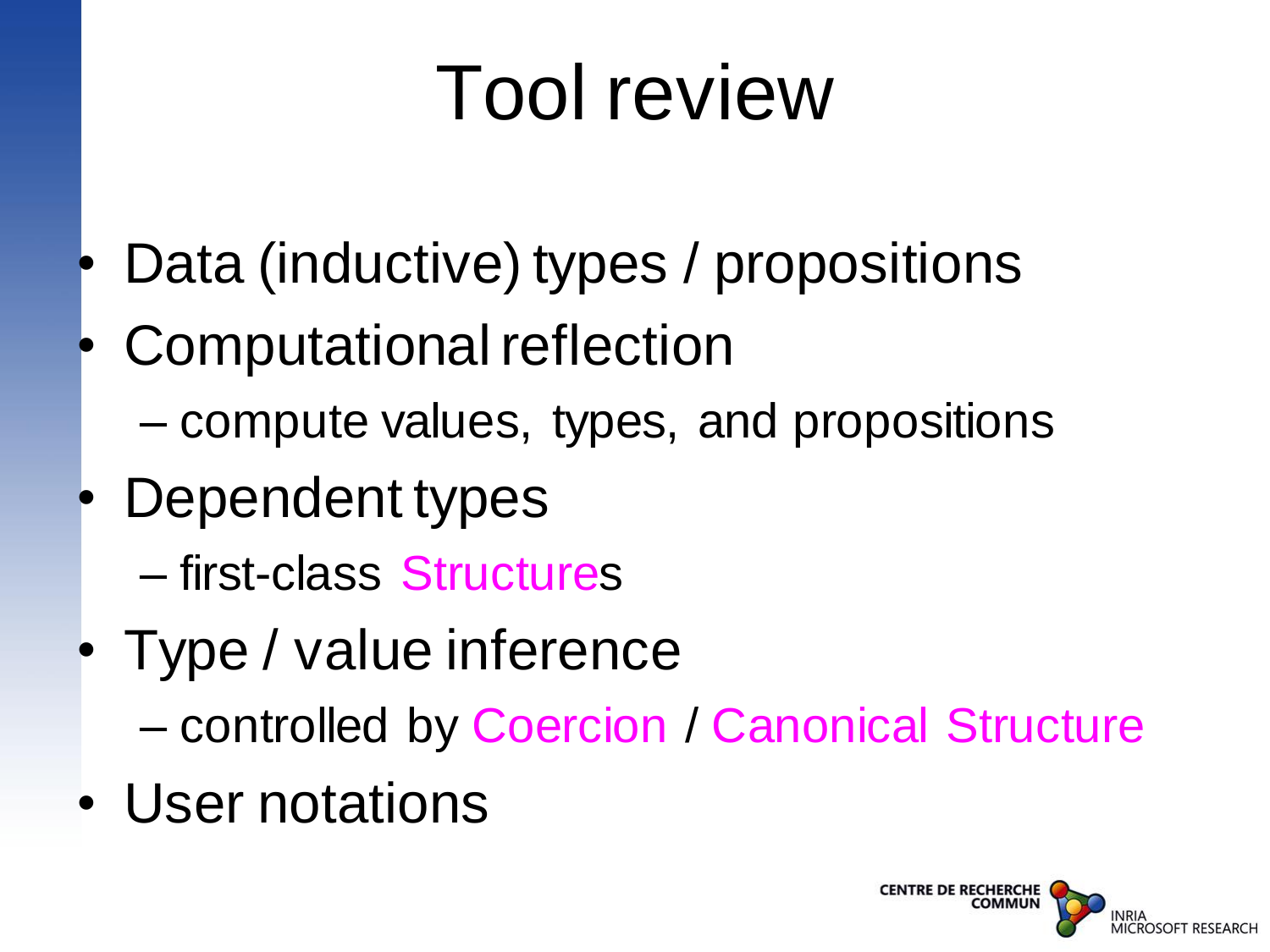# Tool review

- Data (inductive) types / propositions
- Computational reflection
  - compute values, types, and propositions
- Dependent types
  - first-class Structures
- Type / value inference
  - controlled by Coercion / Canonical Structure
- User notations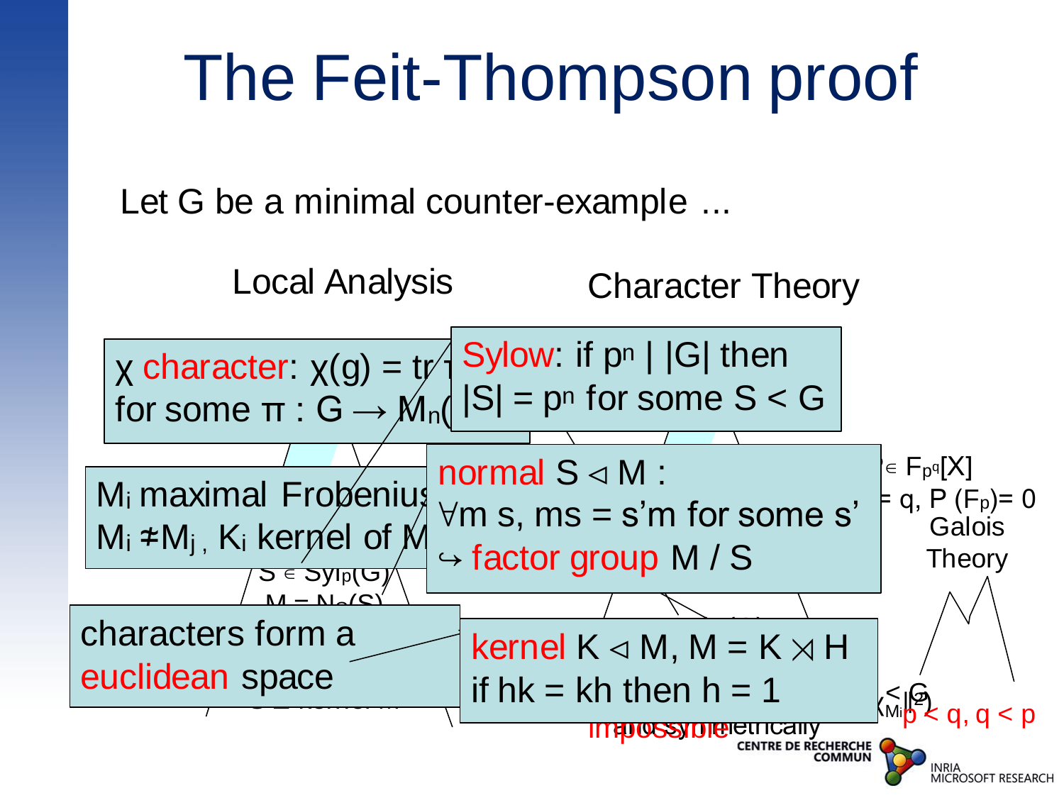# The Feit-Thompson proof

Let G be a minimal counter-example ...

Local Analysis

Character Theory

$\chi$ character: $\chi(g) = \mathrm{tr}\ \pi$... for some $\pi : G \rightarrow M_n($...

Sylow: if $p^n$ | $|G|$ then $|S| = p^n$ for some $S < G$

$M_i$ maximal Frobenius... $M_i \neq M_j$, $K_i$ kernel of $M$...

normal $S \lhd M$ :
$\forall m\ s$, $ms = s'm$ for some $s'$
$\hookrightarrow$ factor group $M / S$

$\in F_{p^q}[X]$
$= q$, $P(F_p) = 0$
Galois Theory

$S \in \mathrm{Syl}_p(G)$
$M = N_G(S)$

characters form a euclidean space

kernel $K \lhd M$, $M = K \rtimes H$
if $hk = kh$ then $h = 1$

$< G$
$\chi_{M_i}\|^2$
$p < q$, $q < p$
impossible
... symmetrically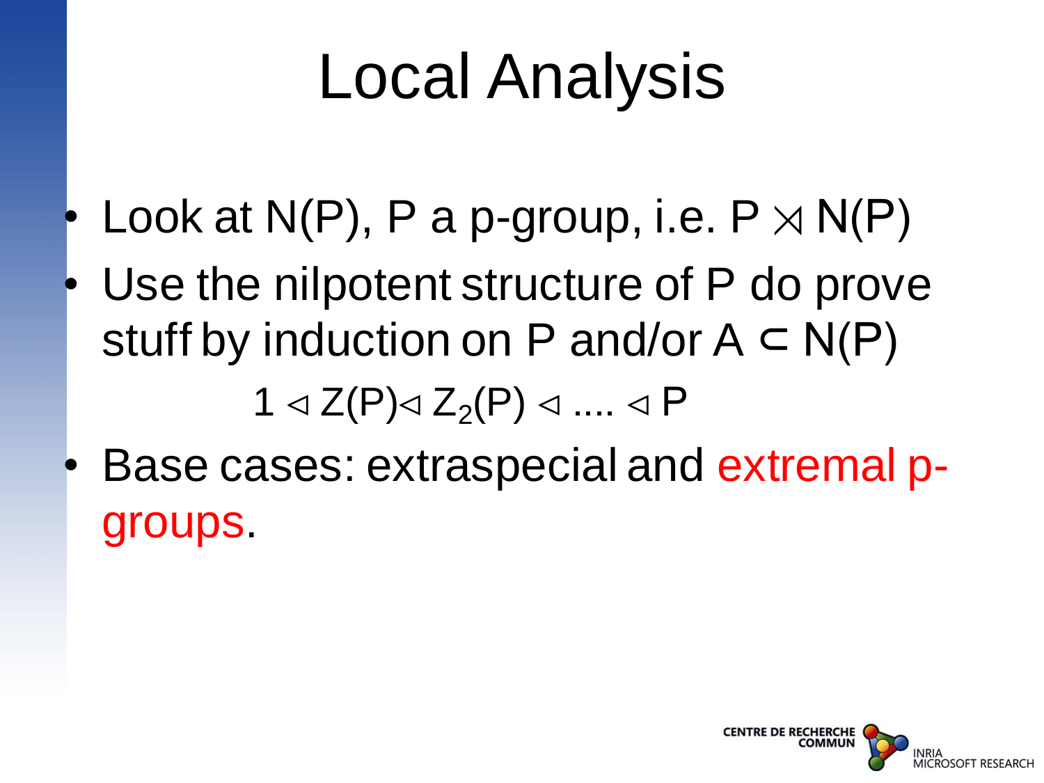# Local Analysis

- Look at N(P), P a p-group, i.e. $P \rtimes N(P)$
- Use the nilpotent structure of P do prove stuff by induction on P and/or $A \subset N(P)$

$$1 \lhd Z(P) \lhd Z_2(P) \lhd .... \lhd P$$

- Base cases: extraspecial and extremal p-groups.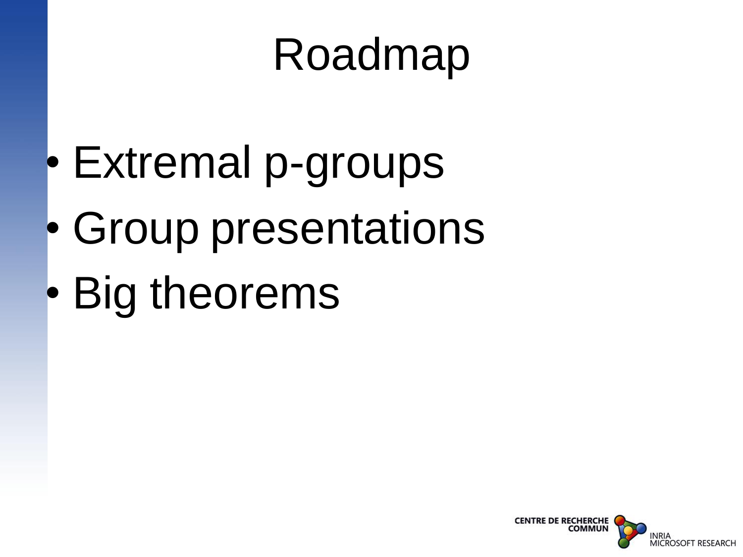# Roadmap

- Extremal p-groups
- Group presentations
- Big theorems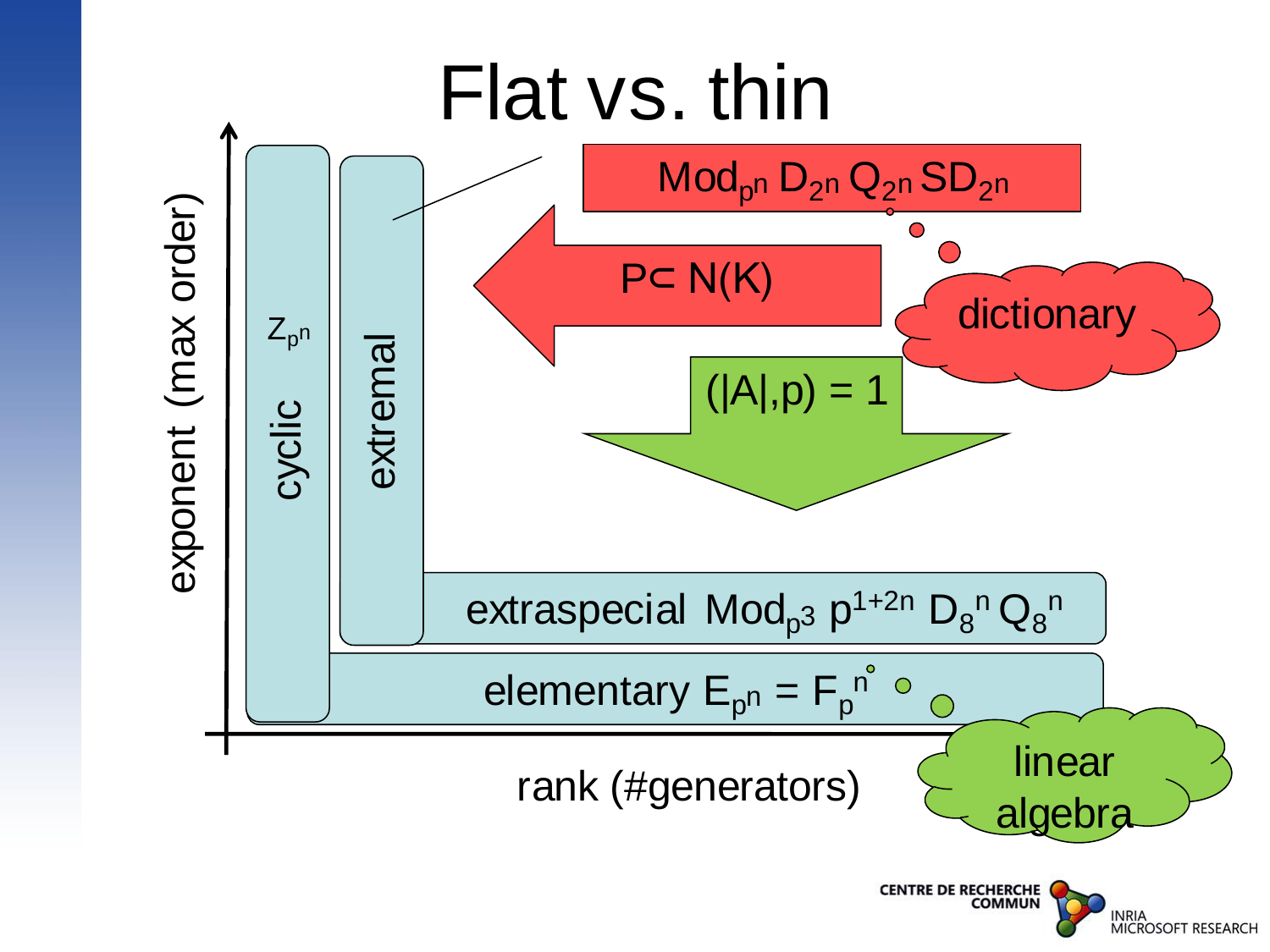# Flat vs. thin

exponent (max order)

cyclic $Z_{p^n}$

extremal

$Mod_{p^n}$ $D_{2^n}$ $Q_{2^n}$ $SD_{2^n}$

$P \subset N(K)$

dictionary

$(|A|,p) = 1$

extraspecial $Mod_{p^3}$ $p^{1+2n}$ $D_8{}^n$ $Q_8{}^n$

elementary $E_{p^n} = F_p{}^n$

linear algebra

rank (#generators)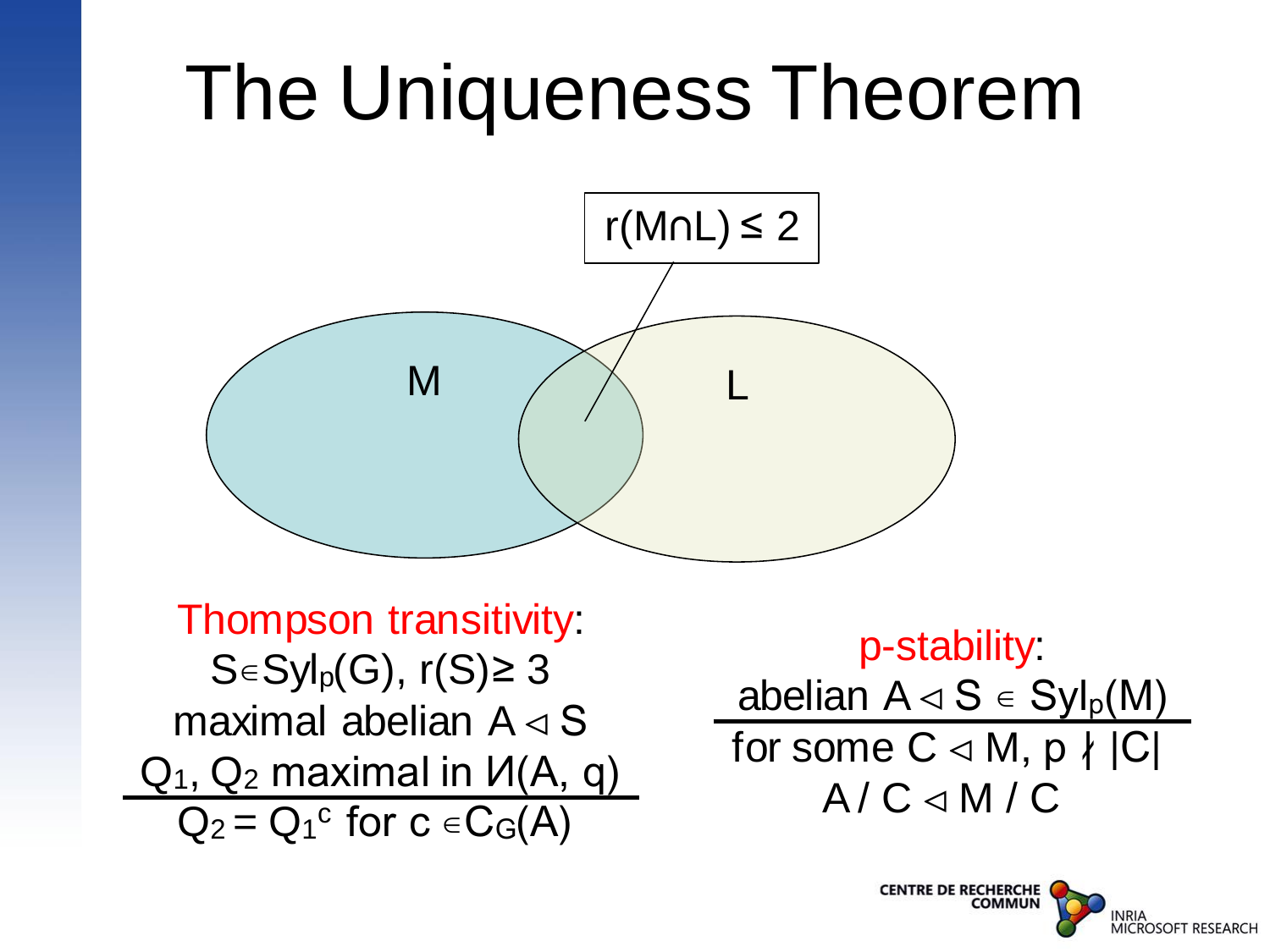# The Uniqueness Theorem

$r(M \cap L) \leq 2$

M

L

**Thompson transitivity**:

$S \in Syl_p(G)$, $r(S) \geq 3$

maximal abelian $A \lhd S$

$Q_1, Q_2$ maximal in $\mathcal{U}(A, q)$

---

$Q_2 = Q_1^c$ for $c \in C_G(A)$

**p-stability**:

abelian $A \lhd S \in Syl_p(M)$

---

for some $C \lhd M$, $p \nmid |C|$

$A / C \lhd M / C$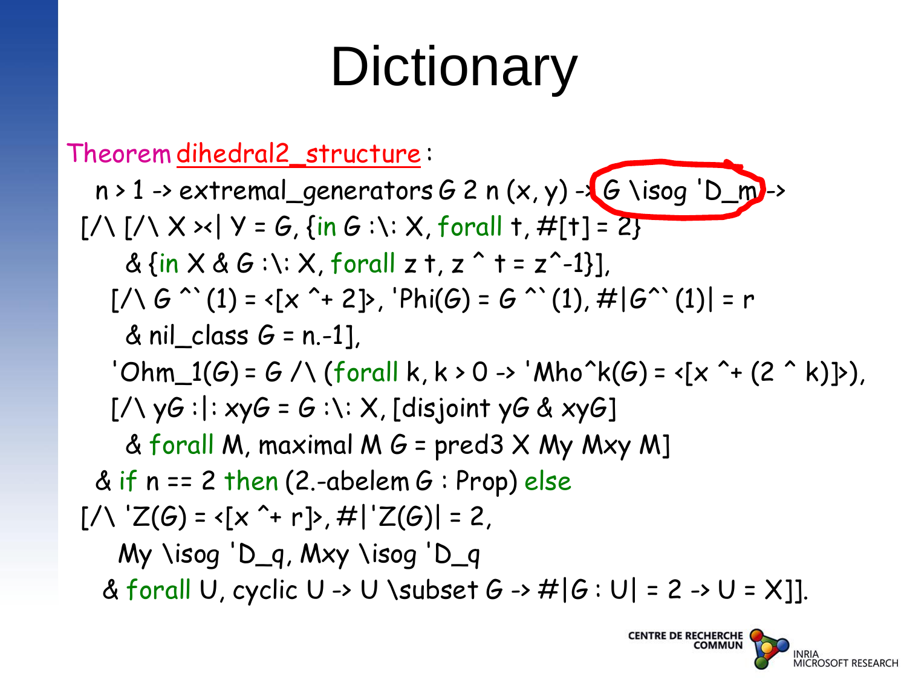# Dictionary

```
Theorem dihedral2_structure :
  n > 1 -> extremal_generators G 2 n (x, y) -> G \isog 'D_m ->
 [/\ [/\ X ><| Y = G, {in G :\: X, forall t, #[t] = 2}
     & {in X & G :\: X, forall z t, z ^ t = z^-1}],
    [/\ G ^`(1) = <[x ^+ 2]>, 'Phi(G) = G ^`(1), #|G^`(1)| = r
     & nil_class G = n.-1],
    'Ohm_1(G) = G /\ (forall k, k > 0 -> 'Mho^k(G) = <[x ^+ (2 ^ k)]>),
    [/\ yG :|: xyG = G :\: X, [disjoint yG & xyG]
     & forall M, maximal M G = pred3 X My Mxy M]
  & if n == 2 then (2.-abelem G : Prop) else
 [/\ 'Z(G) = <[x ^+ r]>, #|'Z(G)| = 2,
     My \isog 'D_q, Mxy \isog 'D_q
   & forall U, cyclic U -> U \subset G -> #|G : U| = 2 -> U = X]].
```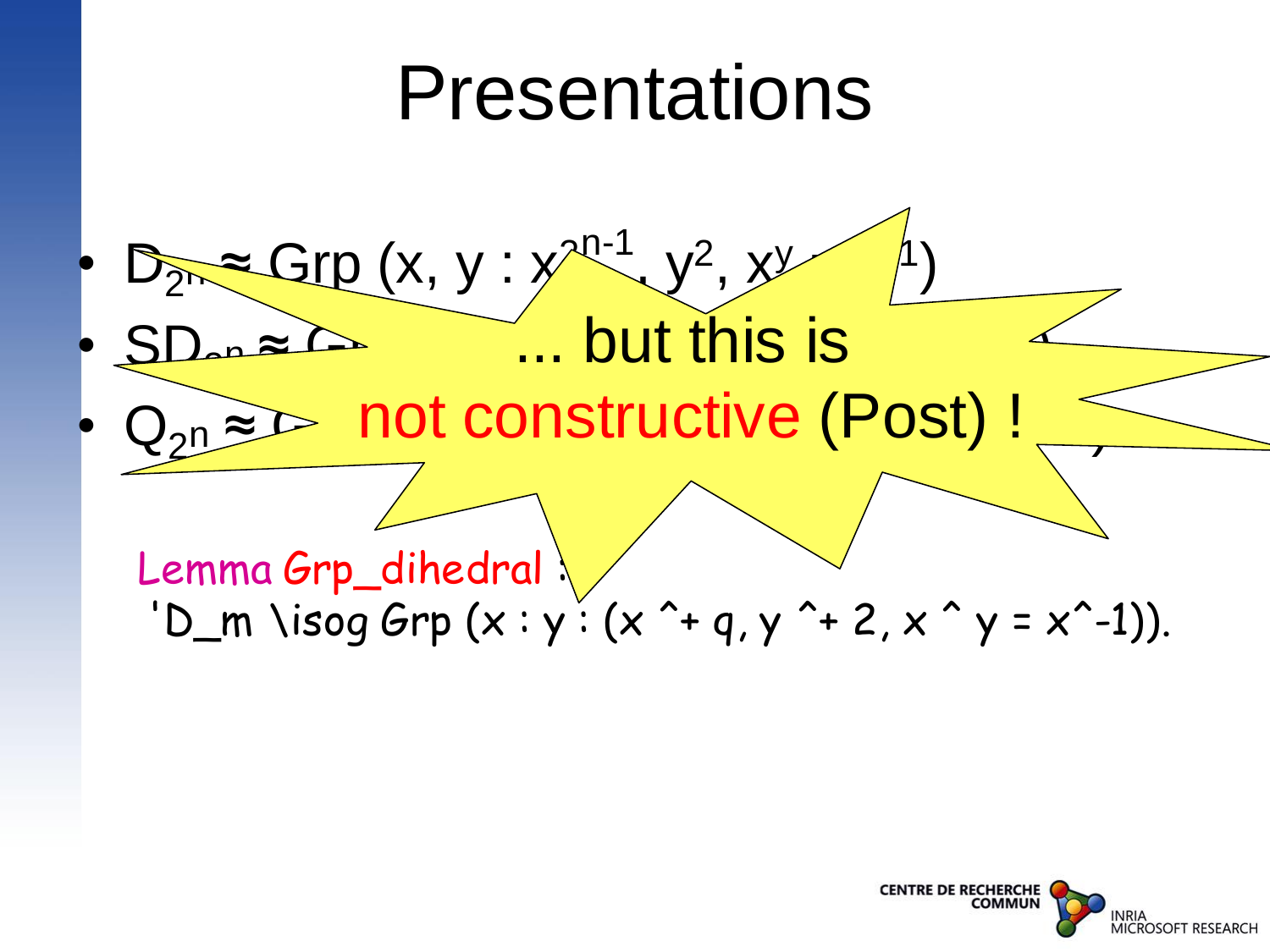# Presentations

- $D_{2^n} \approx$ Grp (x, y : $x^{2^{n-1}}$, $y^2$, $x^y$ = $x^{-1}$)
- $SD_{2^n} \approx$ Grp ...
- $Q_{2^n} \approx$ Grp ...

... but this is

not constructive (Post) !

```
Lemma Grp_dihedral :
 'D_m \isog Grp (x : y : (x ^+ q, y ^+ 2, x ^ y = x^-1)).
```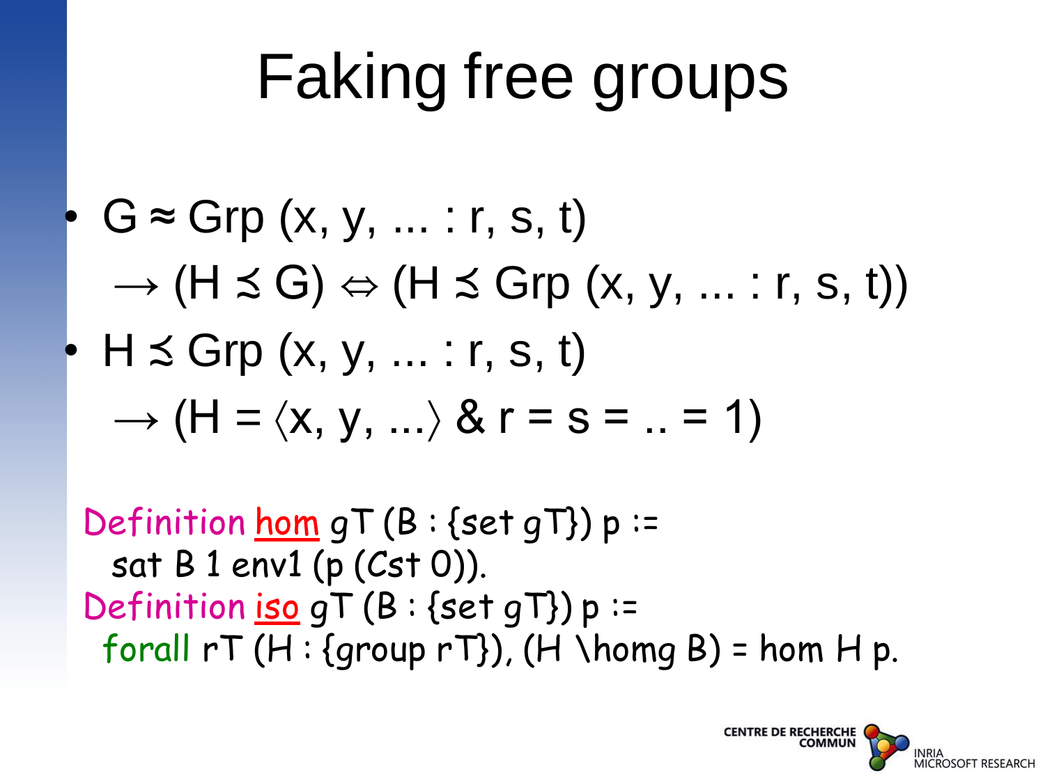# Faking free groups

- $G \approx \mathrm{Grp}\,(x, y, \ldots : r, s, t)$
  $\rightarrow (H \precsim G) \Leftrightarrow (H \precsim \mathrm{Grp}\,(x, y, \ldots : r, s, t))$
- $H \precsim \mathrm{Grp}\,(x, y, \ldots : r, s, t)$
  $\rightarrow (H = \langle x, y, \ldots \rangle\ \&\ r = s = .. = 1)$

```
Definition hom gT (B : {set gT}) p :=
  sat B 1 env1 (p (Cst 0)).
Definition iso gT (B : {set gT}) p :=
  forall rT (H : {group rT}), (H \homg B) = hom H p.
```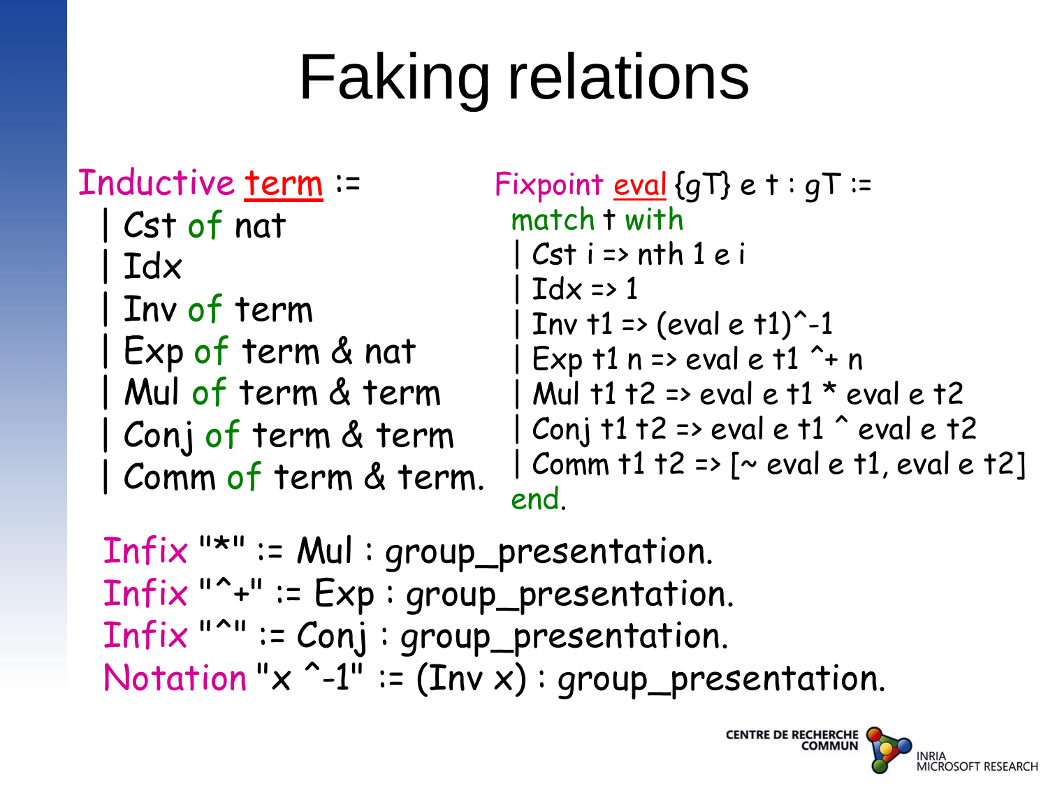# Faking relations

```
Inductive term :=
  | Cst of nat
  | Idx
  | Inv of term
  | Exp of term & nat
  | Mul of term & term
  | Conj of term & term
  | Comm of term & term.
```

```
Fixpoint eval {gT} e t : gT :=
  match t with
   | Cst i => nth 1 e i
   | Idx => 1
   | Inv t1 => (eval e t1)^-1
   | Exp t1 n => eval e t1 ^+ n
   | Mul t1 t2 => eval e t1 * eval e t2
   | Conj t1 t2 => eval e t1 ^ eval e t2
   | Comm t1 t2 => [~ eval e t1, eval e t2]
  end.
```

```
Infix "*" := Mul : group_presentation.
Infix "^+" := Exp : group_presentation.
Infix "^" := Conj : group_presentation.
Notation "x ^-1" := (Inv x) : group_presentation.
```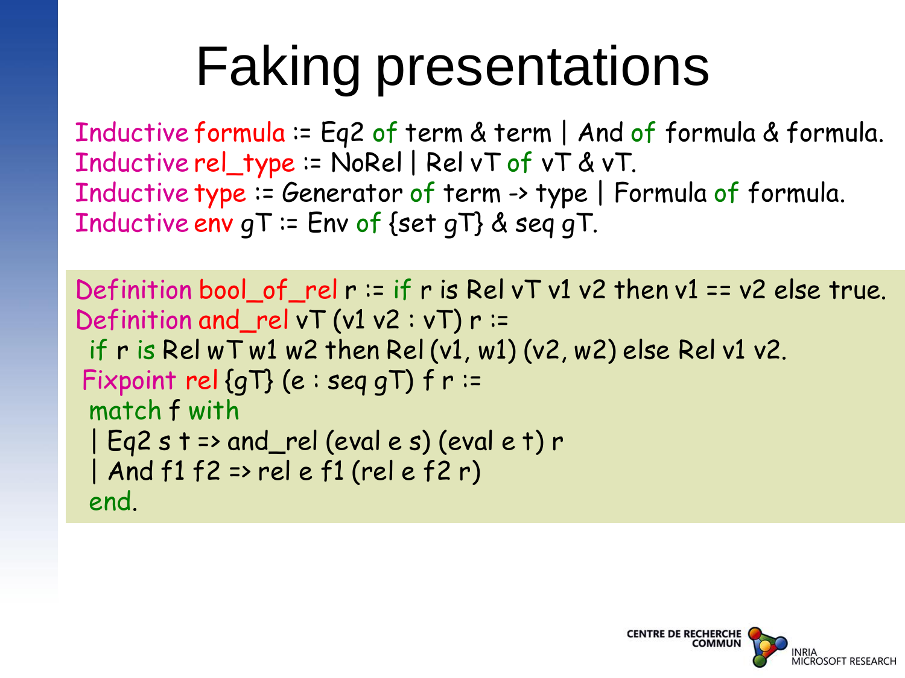# Faking presentations

```
Inductive formula := Eq2 of term & term | And of formula & formula.
Inductive rel_type := NoRel | Rel vT of vT & vT.
Inductive type := Generator of term -> type | Formula of formula.
Inductive env gT := Env of {set gT} & seq gT.
```

```
Definition bool_of_rel r := if r is Rel vT v1 v2 then v1 == v2 else true.
Definition and_rel vT (v1 v2 : vT) r :=
  if r is Rel wT w1 w2 then Rel (v1, w1) (v2, w2) else Rel v1 v2.
 Fixpoint rel {gT} (e : seq gT) f r :=
  match f with
  | Eq2 s t => and_rel (eval e s) (eval e t) r
  | And f1 f2 => rel e f1 (rel e f2 r)
  end.
```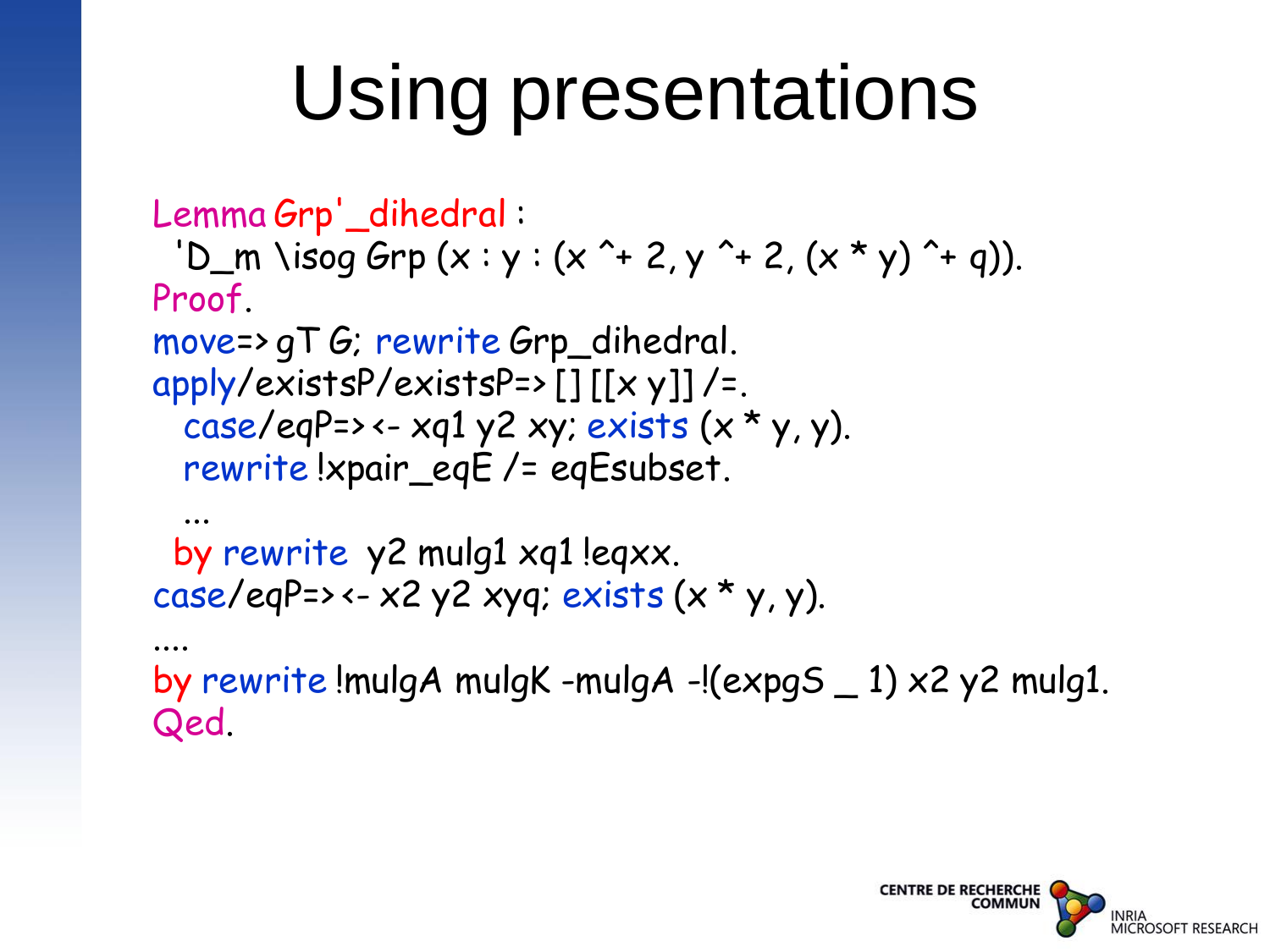# Using presentations

```
Lemma Grp'_dihedral :
  'D_m \isog Grp (x : y : (x ^+ 2, y ^+ 2, (x * y) ^+ q)).
Proof.
move=> gT G; rewrite Grp_dihedral.
apply/existsP/existsP=> [] [[x y]] /=.
  case/eqP=> <- xq1 y2 xy; exists (x * y, y).
  rewrite !xpair_eqE /= eqEsubset.
  ...
 by rewrite  y2 mulg1 xq1 !eqxx.
case/eqP=> <- x2 y2 xyq; exists (x * y, y).
....
by rewrite !mulgA mulgK -mulgA -!(expgS _ 1) x2 y2 mulg1.
Qed.
```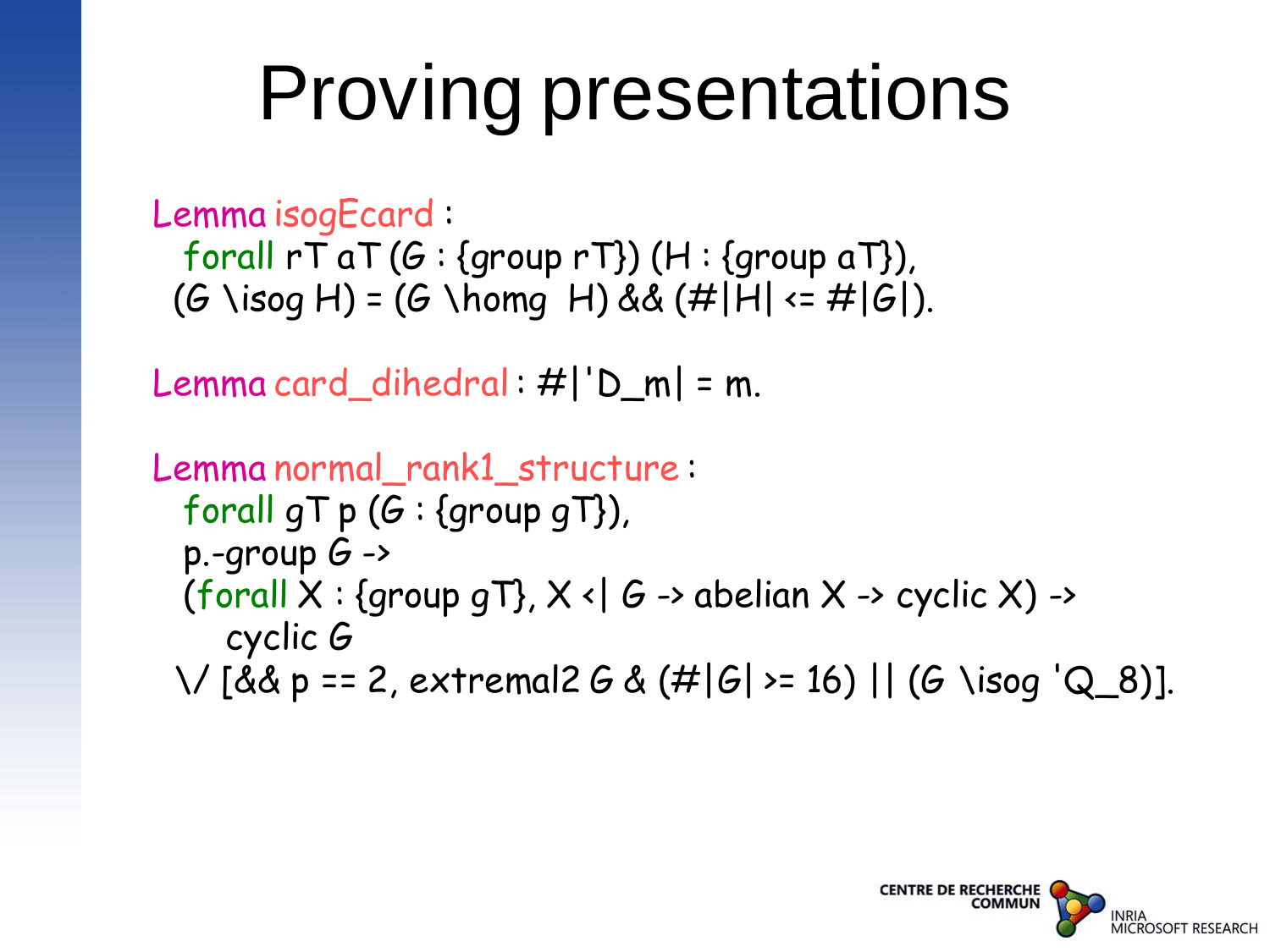# Proving presentations

```
Lemma isogEcard :
  forall rT aT (G : {group rT}) (H : {group aT}),
 (G \isog H) = (G \homg  H) && (#|H| <= #|G|).

Lemma card_dihedral : #|'D_m| = m.

Lemma normal_rank1_structure :
  forall gT p (G : {group gT}),
  p.-group G ->
  (forall X : {group gT}, X <| G -> abelian X -> cyclic X) ->
     cyclic G
 \/ [&& p == 2, extremal2 G & (#|G| >= 16) || (G \isog 'Q_8)].
```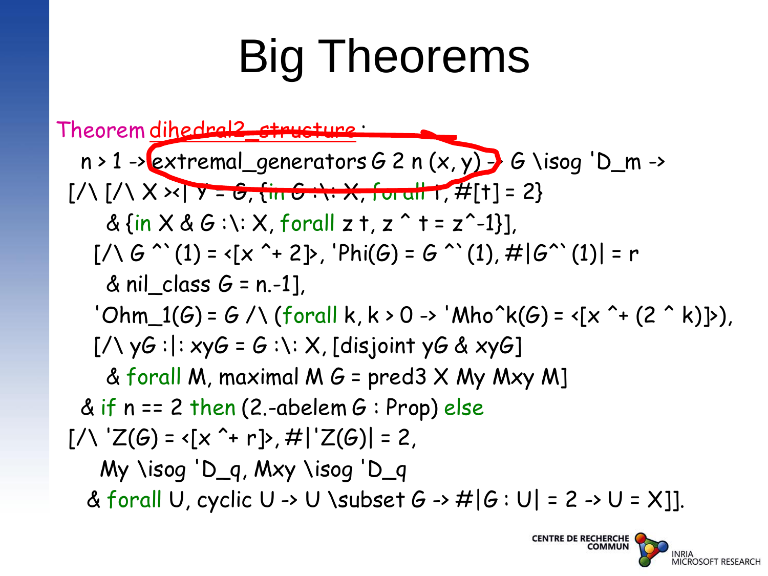# Big Theorems

```
Theorem dihedral2_structure :
  n > 1 -> extremal_generators G 2 n (x, y) -> G \isog 'D_m ->
 [/\ [/\ X ><| Y = G, {in G :\: X, forall t, #[t] = 2}
      & {in X & G :\: X, forall z t, z ^ t = z^-1}],
    [/\ G ^`(1) = <[x ^+ 2]>, 'Phi(G) = G ^`(1), #|G^`(1)| = r
      & nil_class G = n.-1],
    'Ohm_1(G) = G /\ (forall k, k > 0 -> 'Mho^k(G) = <[x ^+ (2 ^ k)]>),
    [/\ yG :|: xyG = G :\: X, [disjoint yG & xyG]
      & forall M, maximal M G = pred3 X My Mxy M]
  & if n == 2 then (2.-abelem G : Prop) else
 [/\ 'Z(G) = <[x ^+ r]>, #|'Z(G)| = 2,
     My \isog 'D_q, Mxy \isog 'D_q
   & forall U, cyclic U -> U \subset G -> #|G : U| = 2 -> U = X]].
```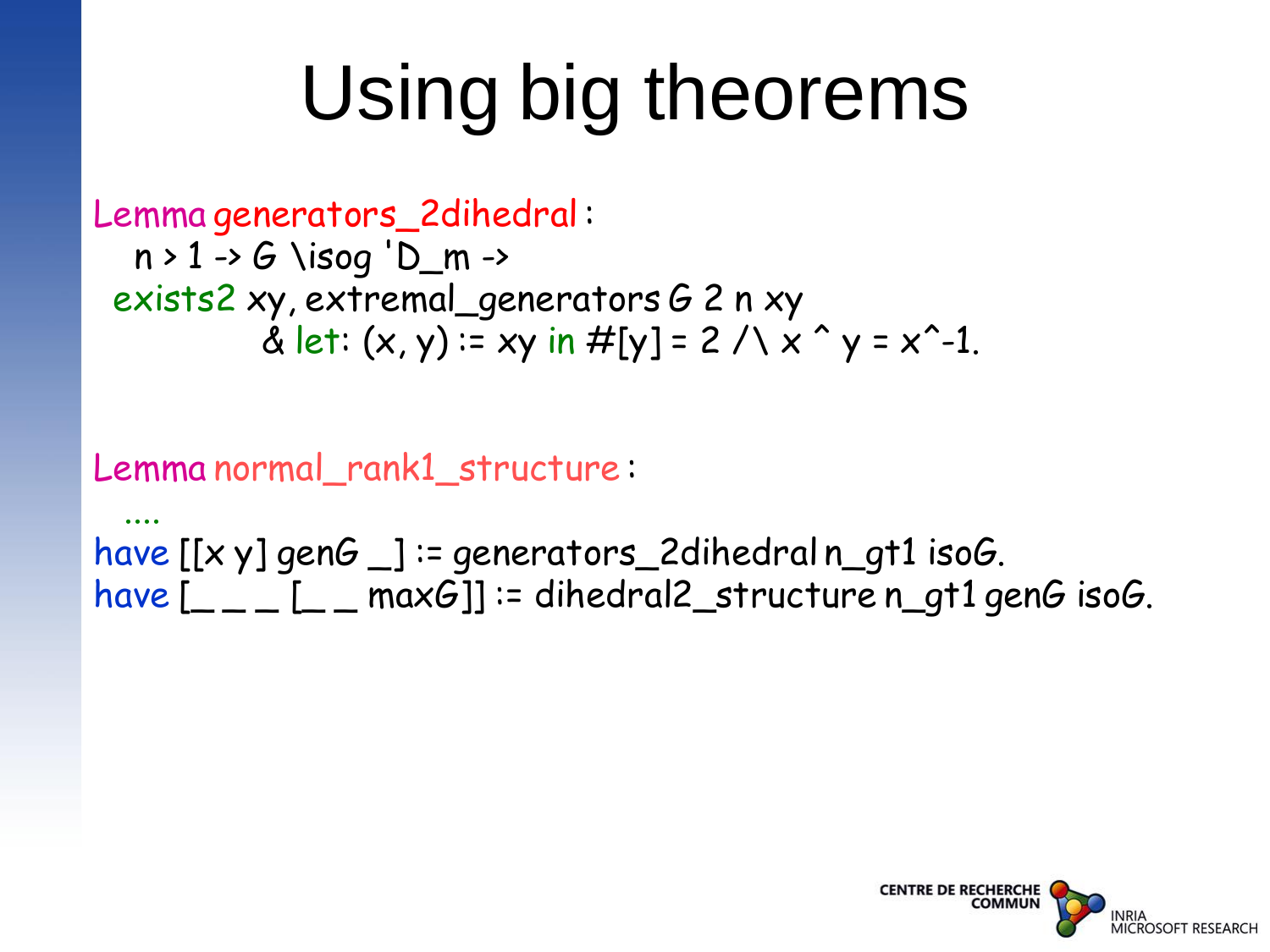# Using big theorems

```
Lemma generators_2dihedral :
  n > 1 -> G \isog 'D_m ->
 exists2 xy, extremal_generators G 2 n xy
         & let: (x, y) := xy in #[y] = 2 /\ x ^ y = x^-1.
```

```
Lemma normal_rank1_structure :
  ....
have [[x y] genG _] := generators_2dihedral n_gt1 isoG.
have [_ _ _ [_ _ maxG]] := dihedral2_structure n_gt1 genG isoG.
```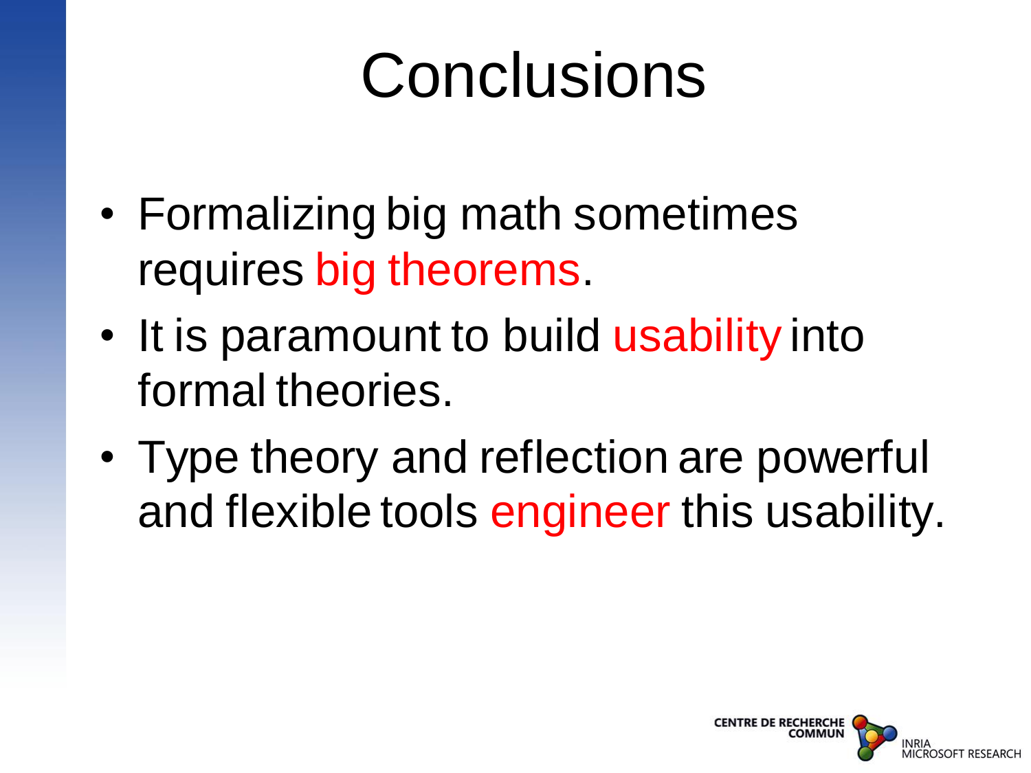# Conclusions

- Formalizing big math sometimes requires big theorems.
- It is paramount to build usability into formal theories.
- Type theory and reflection are powerful and flexible tools engineer this usability.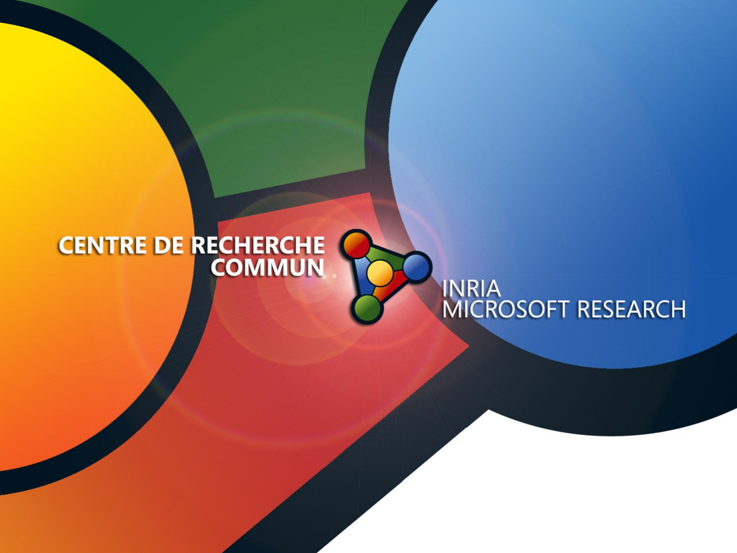CENTRE DE RECHERCHE COMMUN

INRIA MICROSOFT RESEARCH